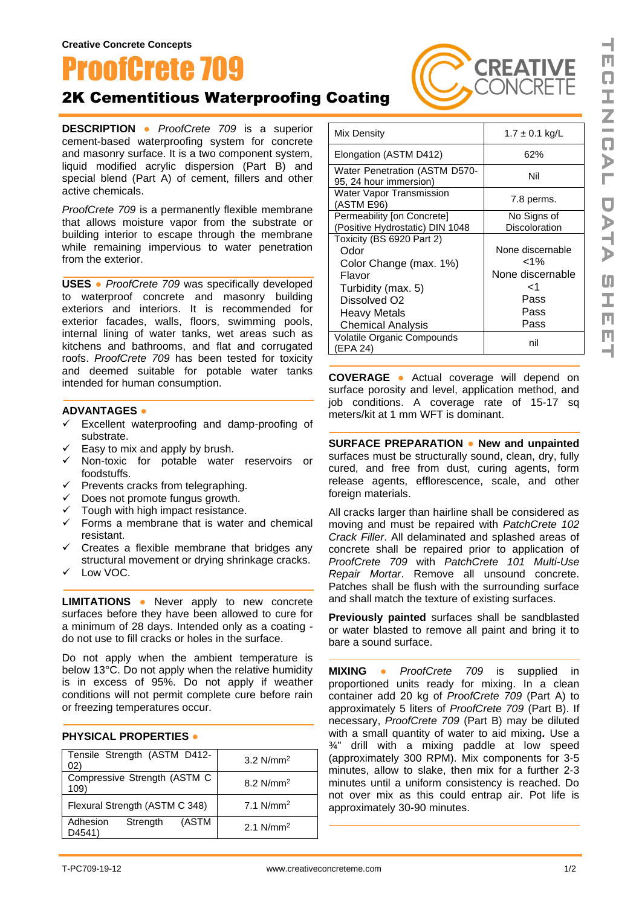Creative Concrete Concepts

# ProofCrete 709

## 2K Cementitious Waterproofing Coating

**DESCRIPTION** ● *ProofCrete 709* is a superior cement-based waterproofing system for concrete and masonry surface. It is a two component system, liquid modified acrylic dispersion (Part B) and special blend (Part A) of cement, fillers and other active chemicals.

*ProofCrete 709* is a permanently flexible membrane that allows moisture vapor from the substrate or building interior to escape through the membrane while remaining impervious to water penetration from the exterior.

**USES** ● *ProofCrete 709* was specifically developed to waterproof concrete and masonry building exteriors and interiors. It is recommended for exterior facades, walls, floors, swimming pools, internal lining of water tanks, wet areas such as kitchens and bathrooms, and flat and corrugated roofs. *ProofCrete 709* has been tested for toxicity and deemed suitable for potable water tanks intended for human consumption.

**ADVANTAGES** ●

- ✓ Excellent waterproofing and damp-proofing of substrate.
- ✓ Easy to mix and apply by brush.
- ✓ Non-toxic for potable water reservoirs or foodstuffs.
- ✓ Prevents cracks from telegraphing.
- ✓ Does not promote fungus growth.
- ✓ Tough with high impact resistance.
- ✓ Forms a membrane that is water and chemical resistant.
- ✓ Creates a flexible membrane that bridges any structural movement or drying shrinkage cracks.
- ✓ Low VOC.

**LIMITATIONS** ● Never apply to new concrete surfaces before they have been allowed to cure for a minimum of 28 days. Intended only as a coating - do not use to fill cracks or holes in the surface.

Do not apply when the ambient temperature is below 13°C. Do not apply when the relative humidity is in excess of 95%. Do not apply if weather conditions will not permit complete cure before rain or freezing temperatures occur.

**PHYSICAL PROPERTIES** ●

| Property | Value |
|---|---|
| Tensile Strength (ASTM D412-02) | 3.2 $N/mm^2$ |
| Compressive Strength (ASTM C 109) | 8.2 $N/mm^2$ |
| Flexural Strength (ASTM C 348) | 7.1 $N/mm^2$ |
| Adhesion Strength (ASTM D4541) | 2.1 $N/mm^2$ |
| Mix Density | 1.7 ± 0.1 kg/L |
| Elongation (ASTM D412) | 62% |
| Water Penetration (ASTM D570-95, 24 hour immersion) | Nil |
| Water Vapor Transmission (ASTM E96) | 7.8 perms. |
| Permeability [on Concrete] (Positive Hydrostatic) DIN 1048 | No Signs of Discoloration |
| Toxicity (BS 6920 Part 2) | |
| Odor | None discernable |
| Color Change (max. 1%) | <1% |
| Flavor | None discernable |
| Turbidity (max. 5) | <1 |
| Dissolved O2 | Pass |
| Heavy Metals | Pass |
| Chemical Analysis | Pass |
| Volatile Organic Compounds (EPA 24) | nil |

**COVERAGE** ● Actual coverage will depend on surface porosity and level, application method, and job conditions. A coverage rate of 15-17 sq meters/kit at 1 mm WFT is dominant.

**SURFACE PREPARATION** ● **New and unpainted** surfaces must be structurally sound, clean, dry, fully cured, and free from dust, curing agents, form release agents, efflorescence, scale, and other foreign materials.

All cracks larger than hairline shall be considered as moving and must be repaired with *PatchCrete 102 Crack Filler*. All delaminated and splashed areas of concrete shall be repaired prior to application of *ProofCrete 709* with *PatchCrete 101 Multi-Use Repair Mortar*. Remove all unsound concrete. Patches shall be flush with the surrounding surface and shall match the texture of existing surfaces.

**Previously painted** surfaces shall be sandblasted or water blasted to remove all paint and bring it to bare a sound surface.

**MIXING** ● *ProofCrete 709* is supplied in proportioned units ready for mixing. In a clean container add 20 kg of *ProofCrete 709* (Part A) to approximately 5 liters of *ProofCrete 709* (Part B). If necessary, *ProofCrete 709* (Part B) may be diluted with a small quantity of water to aid mixing**.** Use a ¾" drill with a mixing paddle at low speed (approximately 300 RPM). Mix components for 3-5 minutes, allow to slake, then mix for a further 2-3 minutes until a uniform consistency is reached. Do not over mix as this could entrap air. Pot life is approximately 30-90 minutes.

T-PC709-19-12 www.creativeconcreteme.com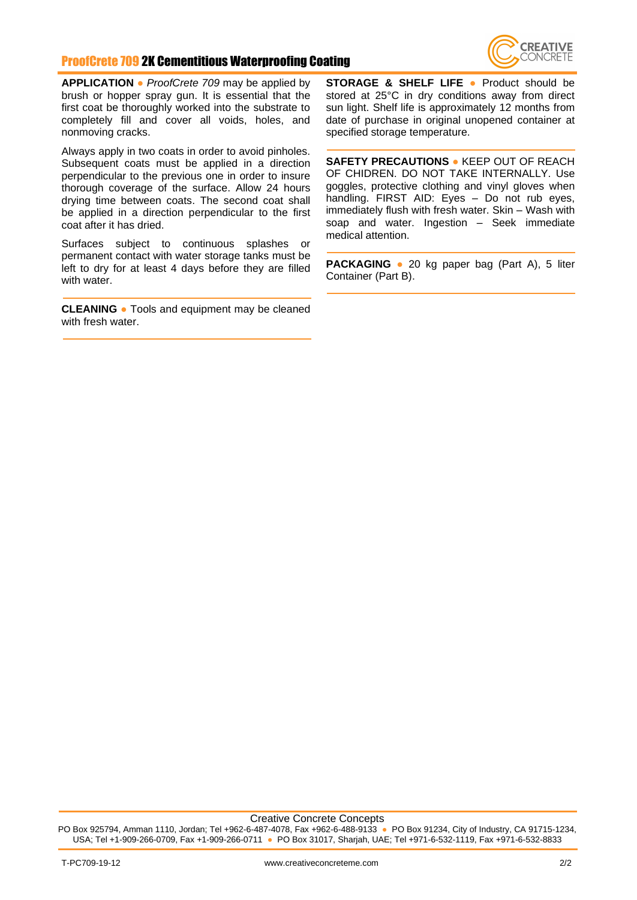## ProofCrete 709 2K Cementitious Waterproofing Coating

**APPLICATION** ● *ProofCrete 709* may be applied by brush or hopper spray gun. It is essential that the first coat be thoroughly worked into the substrate to completely fill and cover all voids, holes, and nonmoving cracks.

Always apply in two coats in order to avoid pinholes. Subsequent coats must be applied in a direction perpendicular to the previous one in order to insure thorough coverage of the surface. Allow 24 hours drying time between coats. The second coat shall be applied in a direction perpendicular to the first coat after it has dried.

Surfaces subject to continuous splashes or permanent contact with water storage tanks must be left to dry for at least 4 days before they are filled with water.

**CLEANING** ● Tools and equipment may be cleaned with fresh water.

**STORAGE & SHELF LIFE** ● Product should be stored at 25°C in dry conditions away from direct sun light. Shelf life is approximately 12 months from date of purchase in original unopened container at specified storage temperature.

**SAFETY PRECAUTIONS** ● KEEP OUT OF REACH OF CHIDREN. DO NOT TAKE INTERNALLY. Use goggles, protective clothing and vinyl gloves when handling. FIRST AID: Eyes – Do not rub eyes, immediately flush with fresh water. Skin – Wash with soap and water. Ingestion – Seek immediate medical attention.

**PACKAGING** ● 20 kg paper bag (Part A), 5 liter Container (Part B).

Creative Concrete Concepts

PO Box 925794, Amman 1110, Jordan; Tel +962-6-487-4078, Fax +962-6-488-9133 ● PO Box 91234, City of Industry, CA 91715-1234, USA; Tel +1-909-266-0709, Fax +1-909-266-0711 ● PO Box 31017, Sharjah, UAE; Tel +971-6-532-1119, Fax +971-6-532-8833

T-PC709-19-12 www.creativeconcreteme.com